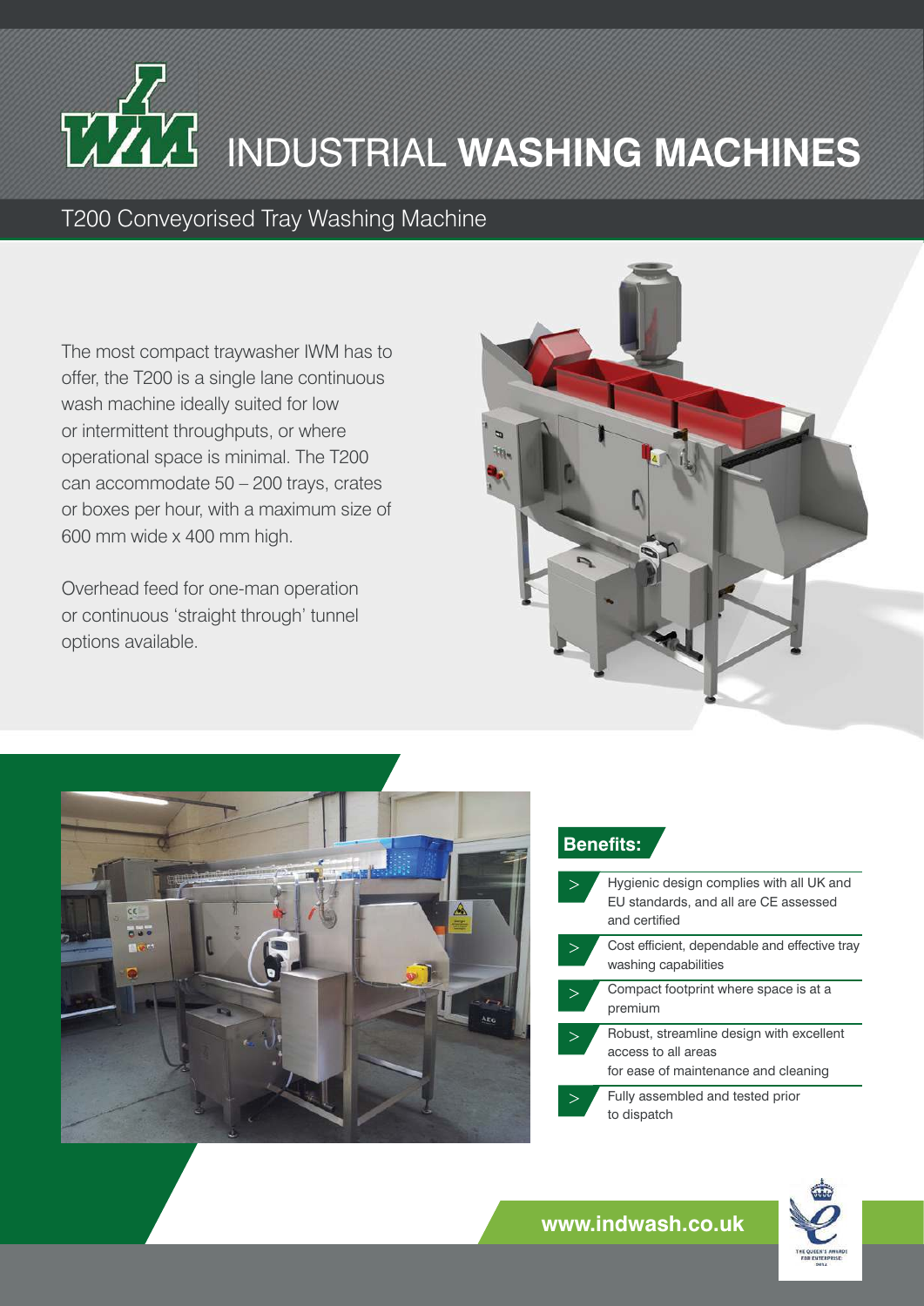# INDUSTRIAL WASHING MACHINES

## T200 Conveyorised Tray Washing Machine

The most compact traywasher IWM has to offer, the T200 is a single lane continuous wash machine ideally suited for low or intermittent throughputs, or where operational space is minimal. The T200 can accommodate 50 – 200 trays, crates or boxes per hour, with a maximum size of 600 mm wide x 400 mm high.

Overhead feed for one-man operation or continuous 'straight through' tunnel options available.

### Benefits:

- Hygienic design complies with all UK and EU standards, and all are CE assessed and certified
- Cost efficient, dependable and effective tray washing capabilities
- Compact footprint where space is at a premium
- Robust, streamline design with excellent access to all areas for ease of maintenance and cleaning
- Fully assembled and tested prior to dispatch

**www.indwash.co.uk**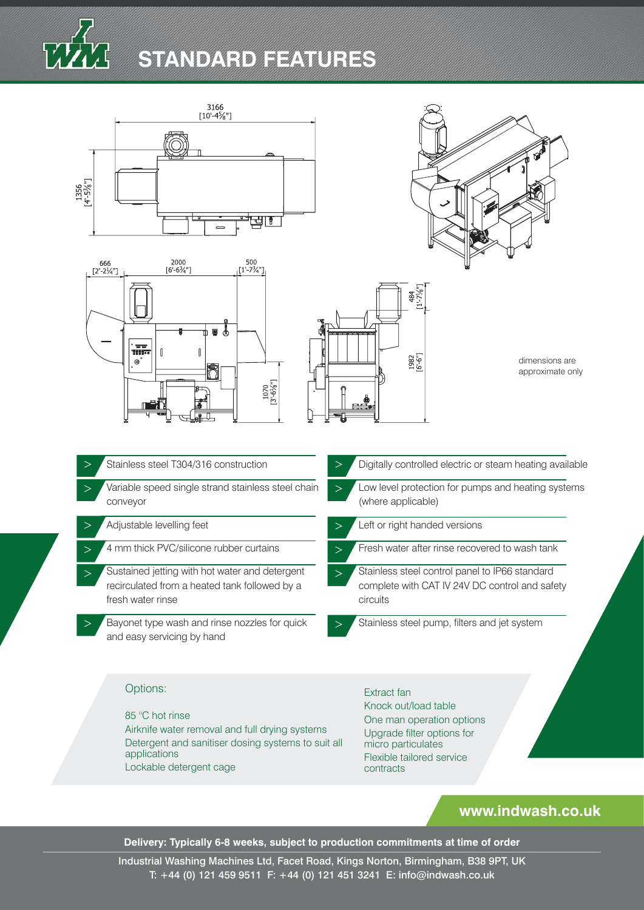# STANDARD FEATURES

3166
[10'-4⅝"]

1356
[4'-5⅜"]

666
[2'-2¼"]

2000
[6'-6¾"]

500
[1'-7¾"]

1070
[3'-6⅛"]

484
[1'-7⅛"]

1982
[6'-6"]

dimensions are approximate only

- Stainless steel T304/316 construction
- Variable speed single strand stainless steel chain conveyor
- Adjustable levelling feet
- 4 mm thick PVC/silicone rubber curtains
- Sustained jetting with hot water and detergent recirculated from a heated tank followed by a fresh water rinse
- Bayonet type wash and rinse nozzles for quick and easy servicing by hand
- Digitally controlled electric or steam heating available
- Low level protection for pumps and heating systems (where applicable)
- Left or right handed versions
- Fresh water after rinse recovered to wash tank
- Stainless steel control panel to IP66 standard complete with CAT IV 24V DC control and safety circuits
- Stainless steel pump, filters and jet system

Options:

- 85 °C hot rinse
- Airknife water removal and full drying systems
- Detergent and sanitiser dosing systems to suit all applications
- Lockable detergent cage
- Extract fan
- Knock out/load table
- One man operation options
- Upgrade filter options for micro particulates
- Flexible tailored service contracts

**www.indwash.co.uk**

**Delivery: Typically 6-8 weeks, subject to production commitments at time of order**

Industrial Washing Machines Ltd, Facet Road, Kings Norton, Birmingham, B38 9PT, UK
T: +44 (0) 121 459 9511 F: +44 (0) 121 451 3241 E: info@indwash.co.uk